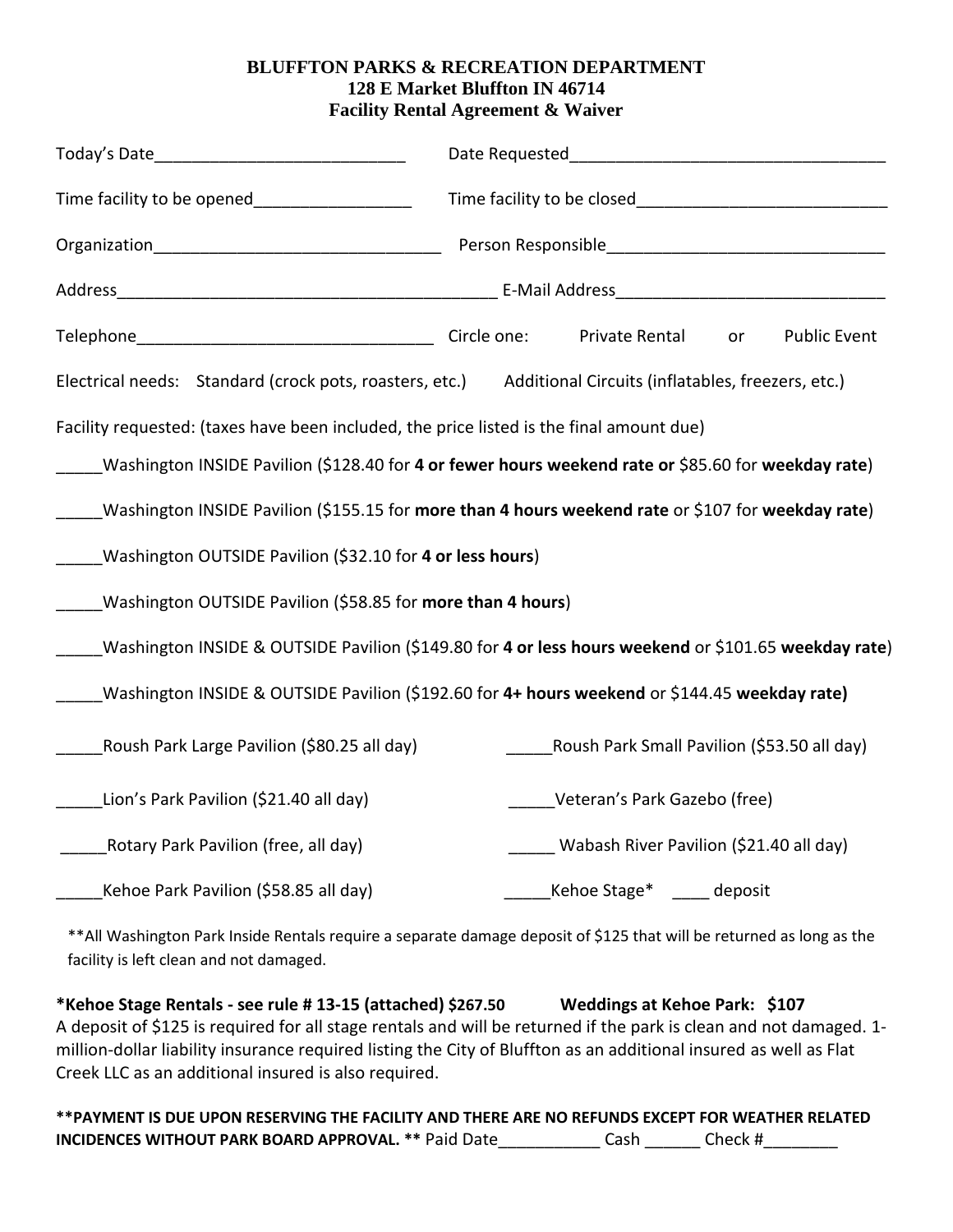**BLUFFTON PARKS & RECREATION DEPARTMENT**
**128 E Market Bluffton IN 46714**
**Facility Rental Agreement & Waiver**

Today's Date___________________________ Date Requested__________________________________

Time facility to be opened_________________ Time facility to be closed___________________________

Organization_______________________________ Person Responsible______________________________

Address__________________________________________ E-Mail Address_____________________________

Telephone________________________________ Circle one: Private Rental or Public Event

Electrical needs: Standard (crock pots, roasters, etc.) Additional Circuits (inflatables, freezers, etc.)

Facility requested: (taxes have been included, the price listed is the final amount due)

_____Washington INSIDE Pavilion ($128.40 for **4 or fewer hours weekend rate or** $85.60 for **weekday rate**)

_____Washington INSIDE Pavilion ($155.15 for **more than 4 hours weekend rate** or $107 for **weekday rate**)

_____Washington OUTSIDE Pavilion ($32.10 for **4 or less hours**)

_____Washington OUTSIDE Pavilion ($58.85 for **more than 4 hours**)

_____Washington INSIDE & OUTSIDE Pavilion ($149.80 for **4 or less hours weekend** or $101.65 **weekday rate**)

_____Washington INSIDE & OUTSIDE Pavilion ($192.60 for **4+ hours weekend** or $144.45 **weekday rate)**

_____Roush Park Large Pavilion ($80.25 all day) _____Roush Park Small Pavilion ($53.50 all day)

_____Lion's Park Pavilion ($21.40 all day) _____Veteran's Park Gazebo (free)

_____Rotary Park Pavilion (free, all day) _____ Wabash River Pavilion ($21.40 all day)

_____Kehoe Park Pavilion ($58.85 all day) _____Kehoe Stage* ____ deposit

**All Washington Park Inside Rentals require a separate damage deposit of $125 that will be returned as long as the facility is left clean and not damaged.

**\*Kehoe Stage Rentals - see rule # 13-15 (attached) $267.50 Weddings at Kehoe Park: $107**
A deposit of $125 is required for all stage rentals and will be returned if the park is clean and not damaged. 1-million-dollar liability insurance required listing the City of Bluffton as an additional insured as well as Flat Creek LLC as an additional insured is also required.

**\*\*PAYMENT IS DUE UPON RESERVING THE FACILITY AND THERE ARE NO REFUNDS EXCEPT FOR WEATHER RELATED INCIDENCES WITHOUT PARK BOARD APPROVAL. \*\*** Paid Date___________ Cash ______ Check #________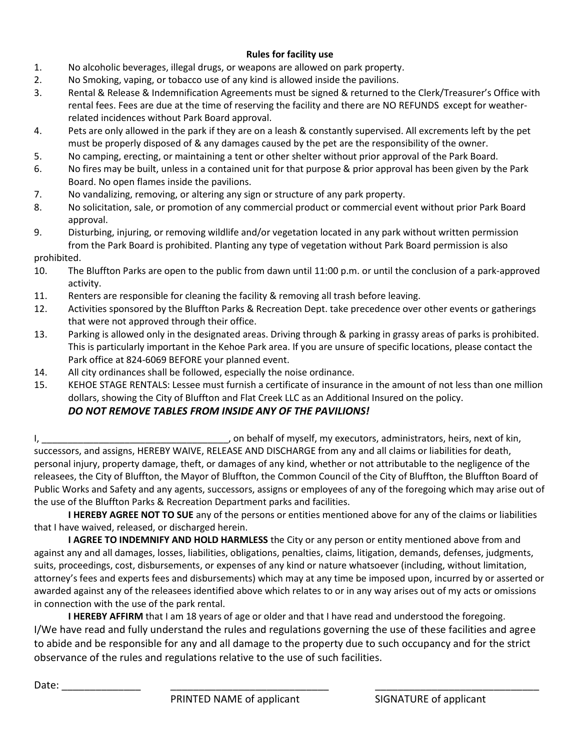**Rules for facility use**

1. No alcoholic beverages, illegal drugs, or weapons are allowed on park property.
2. No Smoking, vaping, or tobacco use of any kind is allowed inside the pavilions.
3. Rental & Release & Indemnification Agreements must be signed & returned to the Clerk/Treasurer's Office with rental fees. Fees are due at the time of reserving the facility and there are NO REFUNDS except for weather-related incidences without Park Board approval.
4. Pets are only allowed in the park if they are on a leash & constantly supervised. All excrements left by the pet must be properly disposed of & any damages caused by the pet are the responsibility of the owner.
5. No camping, erecting, or maintaining a tent or other shelter without prior approval of the Park Board.
6. No fires may be built, unless in a contained unit for that purpose & prior approval has been given by the Park Board. No open flames inside the pavilions.
7. No vandalizing, removing, or altering any sign or structure of any park property.
8. No solicitation, sale, or promotion of any commercial product or commercial event without prior Park Board approval.
9. Disturbing, injuring, or removing wildlife and/or vegetation located in any park without written permission from the Park Board is prohibited. Planting any type of vegetation without Park Board permission is also prohibited.
10. The Bluffton Parks are open to the public from dawn until 11:00 p.m. or until the conclusion of a park-approved activity.
11. Renters are responsible for cleaning the facility & removing all trash before leaving.
12. Activities sponsored by the Bluffton Parks & Recreation Dept. take precedence over other events or gatherings that were not approved through their office.
13. Parking is allowed only in the designated areas. Driving through & parking in grassy areas of parks is prohibited. This is particularly important in the Kehoe Park area. If you are unsure of specific locations, please contact the Park office at 824-6069 BEFORE your planned event.
14. All city ordinances shall be followed, especially the noise ordinance.
15. KEHOE STAGE RENTALS: Lessee must furnish a certificate of insurance in the amount of not less than one million dollars, showing the City of Bluffton and Flat Creek LLC as an Additional Insured on the policy.

***DO NOT REMOVE TABLES FROM INSIDE ANY OF THE PAVILIONS!***

I, ____________________________________, on behalf of myself, my executors, administrators, heirs, next of kin, successors, and assigns, HEREBY WAIVE, RELEASE AND DISCHARGE from any and all claims or liabilities for death, personal injury, property damage, theft, or damages of any kind, whether or not attributable to the negligence of the releasees, the City of Bluffton, the Mayor of Bluffton, the Common Council of the City of Bluffton, the Bluffton Board of Public Works and Safety and any agents, successors, assigns or employees of any of the foregoing which may arise out of the use of the Bluffton Parks & Recreation Department parks and facilities.

**I HEREBY AGREE NOT TO SUE** any of the persons or entities mentioned above for any of the claims or liabilities that I have waived, released, or discharged herein.

**I AGREE TO INDEMNIFY AND HOLD HARMLESS** the City or any person or entity mentioned above from and against any and all damages, losses, liabilities, obligations, penalties, claims, litigation, demands, defenses, judgments, suits, proceedings, cost, disbursements, or expenses of any kind or nature whatsoever (including, without limitation, attorney's fees and experts fees and disbursements) which may at any time be imposed upon, incurred by or asserted or awarded against any of the releasees identified above which relates to or in any way arises out of my acts or omissions in connection with the use of the park rental.

**I HEREBY AFFIRM** that I am 18 years of age or older and that I have read and understood the foregoing.

I/We have read and fully understand the rules and regulations governing the use of these facilities and agree to abide and be responsible for any and all damage to the property due to such occupancy and for the strict observance of the rules and regulations relative to the use of such facilities.

Date: ______________ ____________________________ ____________________________

PRINTED NAME of applicant SIGNATURE of applicant